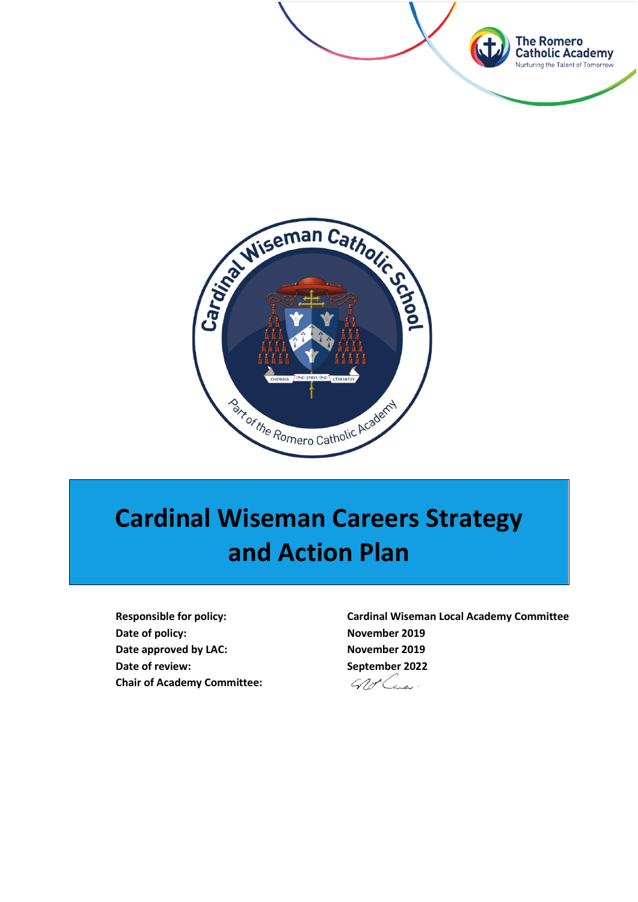# Cardinal Wiseman Careers Strategy and Action Plan

| | |
|---|---|
| **Responsible for policy:** | **Cardinal Wiseman Local Academy Committee** |
| **Date of policy:** | **November 2019** |
| **Date approved by LAC:** | **November 2019** |
| **Date of review:** | **September 2022** |
| **Chair of Academy Committee:** | |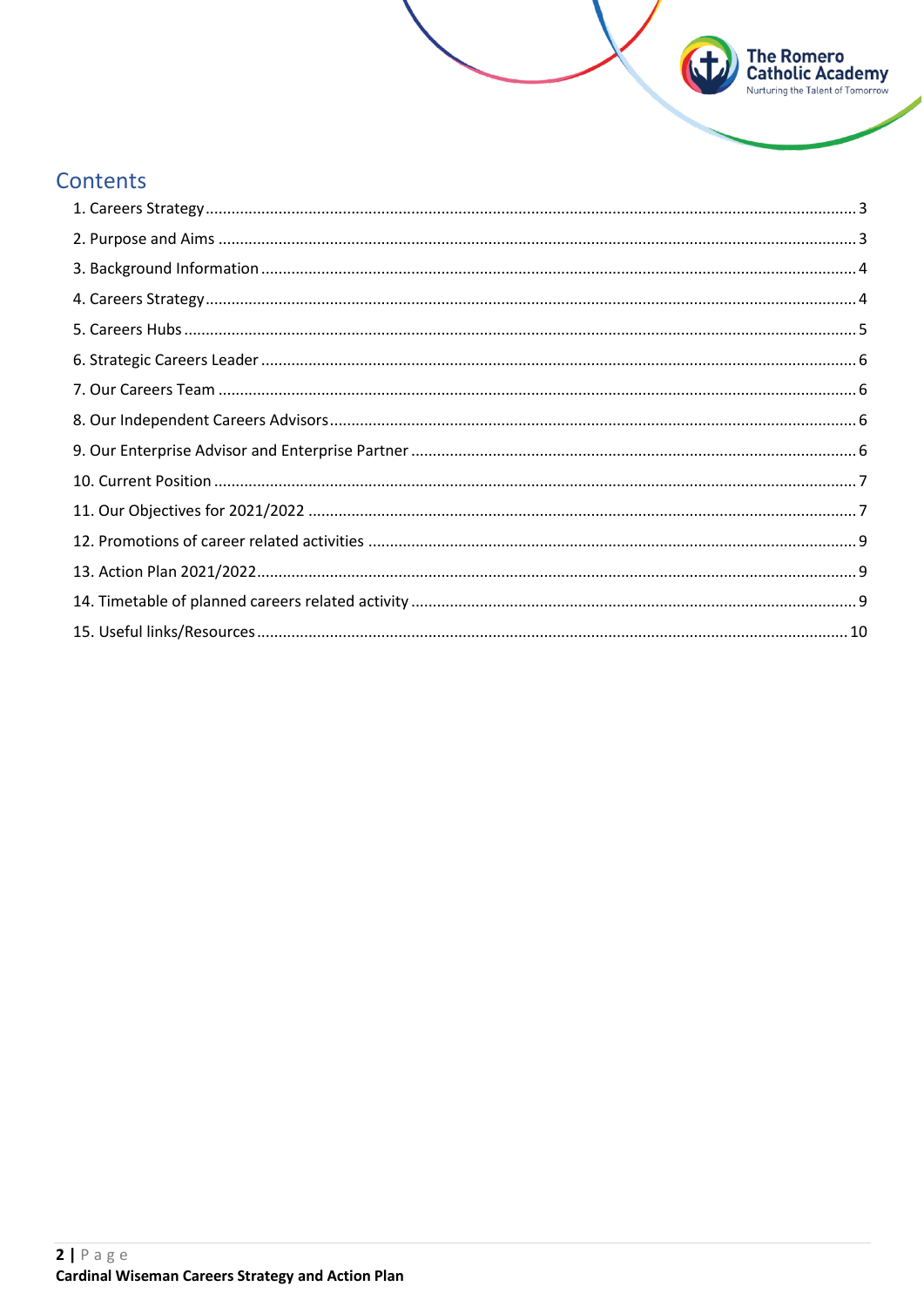# Contents

1. Careers Strategy ........ 3
2. Purpose and Aims ........ 3
3. Background Information ........ 4
4. Careers Strategy ........ 4
5. Careers Hubs ........ 5
6. Strategic Careers Leader ........ 6
7. Our Careers Team ........ 6
8. Our Independent Careers Advisors ........ 6
9. Our Enterprise Advisor and Enterprise Partner ........ 6
10. Current Position ........ 7
11. Our Objectives for 2021/2022 ........ 7
12. Promotions of career related activities ........ 9
13. Action Plan 2021/2022 ........ 9
14. Timetable of planned careers related activity ........ 9
15. Useful links/Resources ........ 10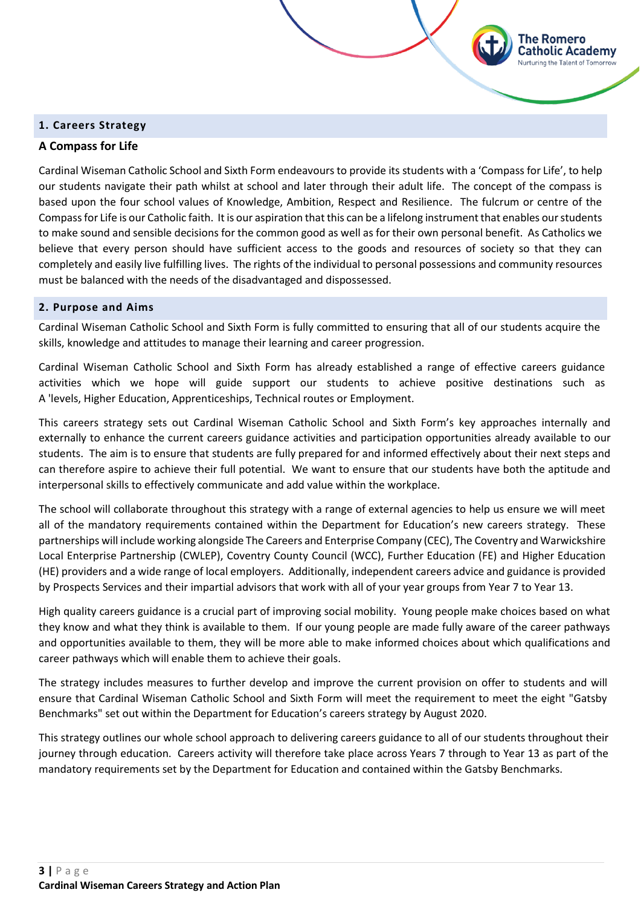## 1. Careers Strategy

### A Compass for Life

Cardinal Wiseman Catholic School and Sixth Form endeavours to provide its students with a 'Compass for Life', to help our students navigate their path whilst at school and later through their adult life. The concept of the compass is based upon the four school values of Knowledge, Ambition, Respect and Resilience. The fulcrum or centre of the Compass for Life is our Catholic faith. It is our aspiration that this can be a lifelong instrument that enables our students to make sound and sensible decisions for the common good as well as for their own personal benefit. As Catholics we believe that every person should have sufficient access to the goods and resources of society so that they can completely and easily live fulfilling lives. The rights of the individual to personal possessions and community resources must be balanced with the needs of the disadvantaged and dispossessed.

## 2. Purpose and Aims

Cardinal Wiseman Catholic School and Sixth Form is fully committed to ensuring that all of our students acquire the skills, knowledge and attitudes to manage their learning and career progression.

Cardinal Wiseman Catholic School and Sixth Form has already established a range of effective careers guidance activities which we hope will guide support our students to achieve positive destinations such as A 'levels, Higher Education, Apprenticeships, Technical routes or Employment.

This careers strategy sets out Cardinal Wiseman Catholic School and Sixth Form's key approaches internally and externally to enhance the current careers guidance activities and participation opportunities already available to our students. The aim is to ensure that students are fully prepared for and informed effectively about their next steps and can therefore aspire to achieve their full potential. We want to ensure that our students have both the aptitude and interpersonal skills to effectively communicate and add value within the workplace.

The school will collaborate throughout this strategy with a range of external agencies to help us ensure we will meet all of the mandatory requirements contained within the Department for Education's new careers strategy. These partnerships will include working alongside The Careers and Enterprise Company (CEC), The Coventry and Warwickshire Local Enterprise Partnership (CWLEP), Coventry County Council (WCC), Further Education (FE) and Higher Education (HE) providers and a wide range of local employers. Additionally, independent careers advice and guidance is provided by Prospects Services and their impartial advisors that work with all of your year groups from Year 7 to Year 13.

High quality careers guidance is a crucial part of improving social mobility. Young people make choices based on what they know and what they think is available to them. If our young people are made fully aware of the career pathways and opportunities available to them, they will be more able to make informed choices about which qualifications and career pathways which will enable them to achieve their goals.

The strategy includes measures to further develop and improve the current provision on offer to students and will ensure that Cardinal Wiseman Catholic School and Sixth Form will meet the requirement to meet the eight "Gatsby Benchmarks" set out within the Department for Education's careers strategy by August 2020.

This strategy outlines our whole school approach to delivering careers guidance to all of our students throughout their journey through education. Careers activity will therefore take place across Years 7 through to Year 13 as part of the mandatory requirements set by the Department for Education and contained within the Gatsby Benchmarks.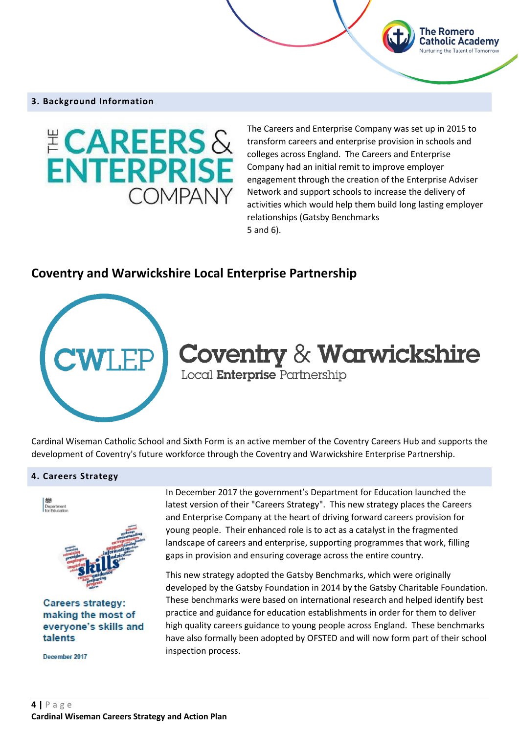## 3. Background Information

The Careers and Enterprise Company was set up in 2015 to transform careers and enterprise provision in schools and colleges across England. The Careers and Enterprise Company had an initial remit to improve employer engagement through the creation of the Enterprise Adviser Network and support schools to increase the delivery of activities which would help them build long lasting employer relationships (Gatsby Benchmarks 5 and 6).

## Coventry and Warwickshire Local Enterprise Partnership

Cardinal Wiseman Catholic School and Sixth Form is an active member of the Coventry Careers Hub and supports the development of Coventry's future workforce through the Coventry and Warwickshire Enterprise Partnership.

## 4. Careers Strategy

In December 2017 the government's Department for Education launched the latest version of their "Careers Strategy". This new strategy places the Careers and Enterprise Company at the heart of driving forward careers provision for young people. Their enhanced role is to act as a catalyst in the fragmented landscape of careers and enterprise, supporting programmes that work, filling gaps in provision and ensuring coverage across the entire country.

This new strategy adopted the Gatsby Benchmarks, which were originally developed by the Gatsby Foundation in 2014 by the Gatsby Charitable Foundation. These benchmarks were based on international research and helped identify best practice and guidance for education establishments in order for them to deliver high quality careers guidance to young people across England. These benchmarks have also formally been adopted by OFSTED and will now form part of their school inspection process.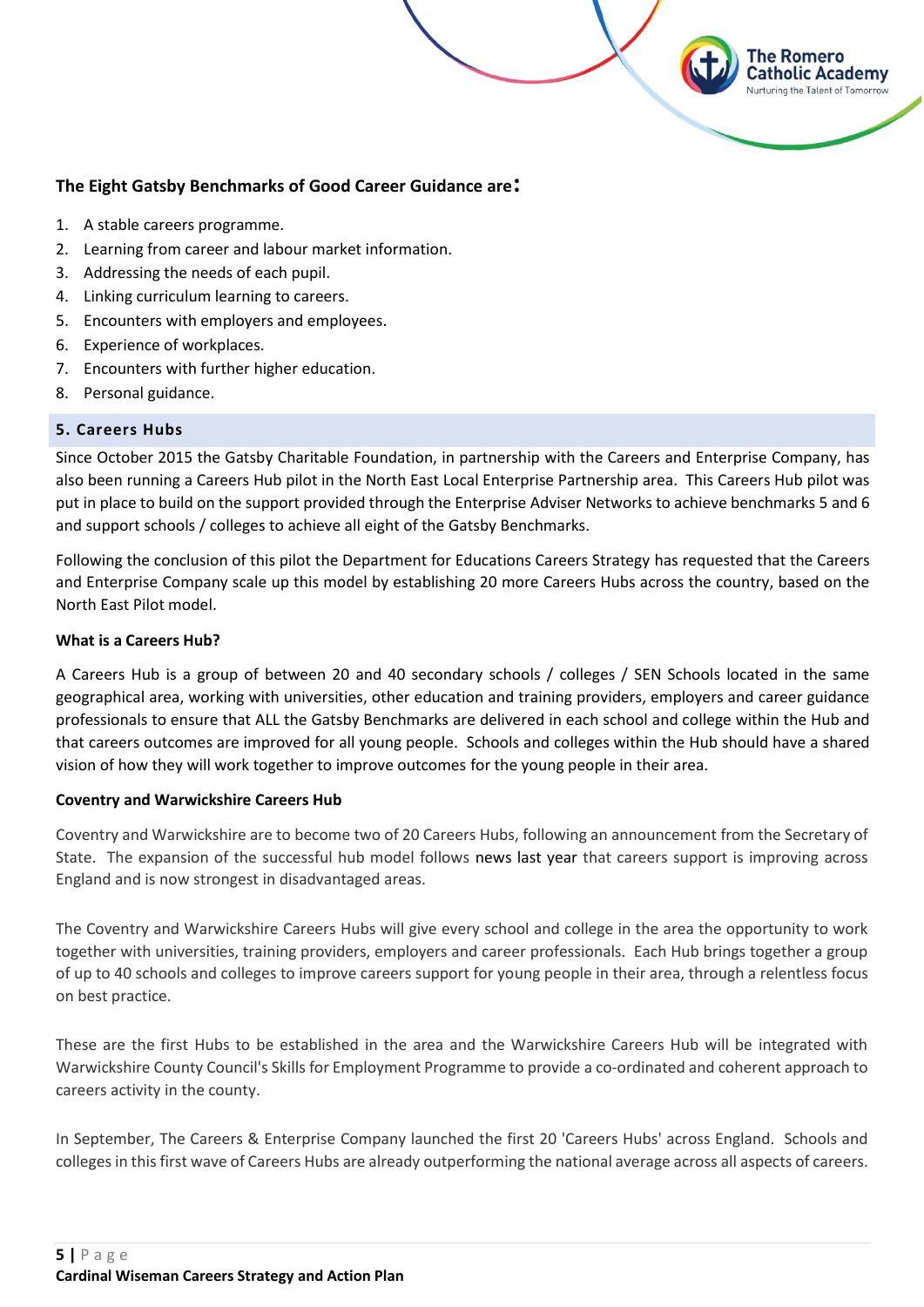**The Eight Gatsby Benchmarks of Good Career Guidance are:**

1. A stable careers programme.
2. Learning from career and labour market information.
3. Addressing the needs of each pupil.
4. Linking curriculum learning to careers.
5. Encounters with employers and employees.
6. Experience of workplaces.
7. Encounters with further higher education.
8. Personal guidance.

## 5. Careers Hubs

Since October 2015 the Gatsby Charitable Foundation, in partnership with the Careers and Enterprise Company, has also been running a Careers Hub pilot in the North East Local Enterprise Partnership area. This Careers Hub pilot was put in place to build on the support provided through the Enterprise Adviser Networks to achieve benchmarks 5 and 6 and support schools / colleges to achieve all eight of the Gatsby Benchmarks.

Following the conclusion of this pilot the Department for Educations Careers Strategy has requested that the Careers and Enterprise Company scale up this model by establishing 20 more Careers Hubs across the country, based on the North East Pilot model.

**What is a Careers Hub?**

A Careers Hub is a group of between 20 and 40 secondary schools / colleges / SEN Schools located in the same geographical area, working with universities, other education and training providers, employers and career guidance professionals to ensure that ALL the Gatsby Benchmarks are delivered in each school and college within the Hub and that careers outcomes are improved for all young people. Schools and colleges within the Hub should have a shared vision of how they will work together to improve outcomes for the young people in their area.

**Coventry and Warwickshire Careers Hub**

Coventry and Warwickshire are to become two of 20 Careers Hubs, following an announcement from the Secretary of State. The expansion of the successful hub model follows news last year that careers support is improving across England and is now strongest in disadvantaged areas.

The Coventry and Warwickshire Careers Hubs will give every school and college in the area the opportunity to work together with universities, training providers, employers and career professionals. Each Hub brings together a group of up to 40 schools and colleges to improve careers support for young people in their area, through a relentless focus on best practice.

These are the first Hubs to be established in the area and the Warwickshire Careers Hub will be integrated with Warwickshire County Council's Skills for Employment Programme to provide a co-ordinated and coherent approach to careers activity in the county.

In September, The Careers & Enterprise Company launched the first 20 'Careers Hubs' across England. Schools and colleges in this first wave of Careers Hubs are already outperforming the national average across all aspects of careers.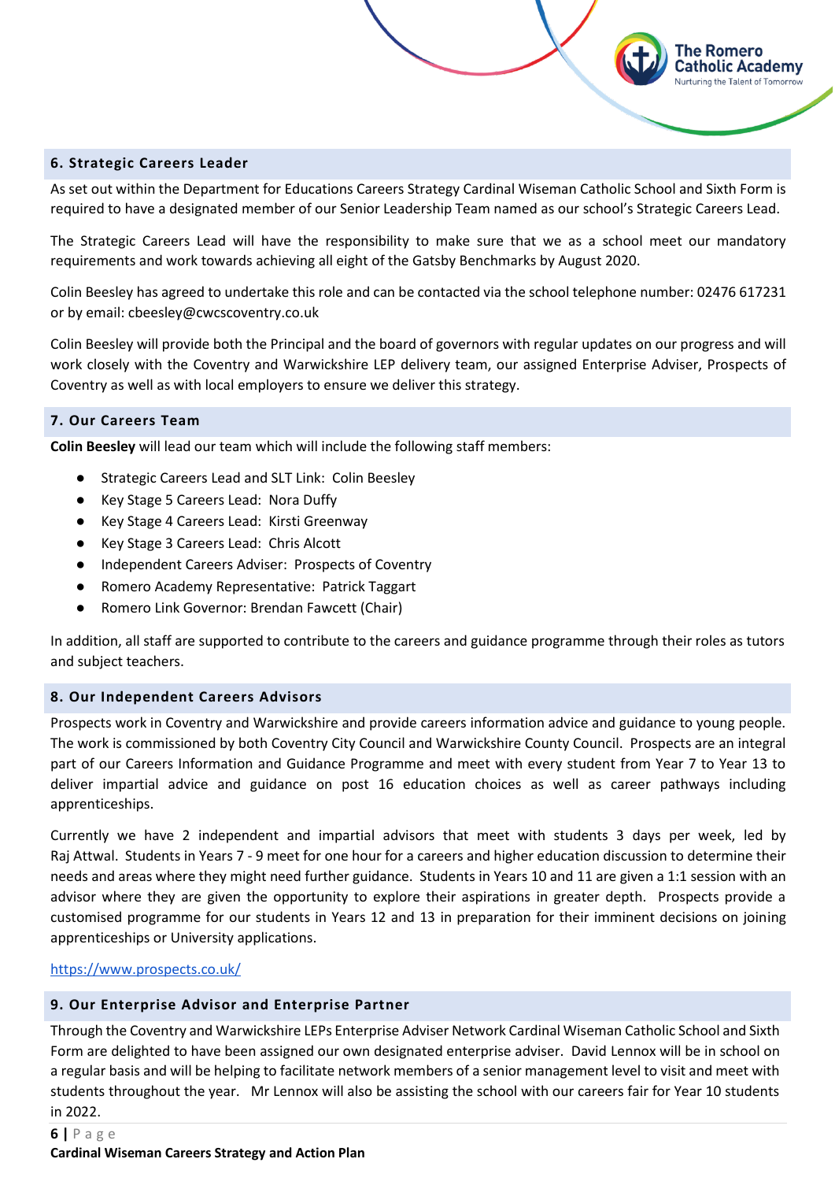## 6. Strategic Careers Leader

As set out within the Department for Educations Careers Strategy Cardinal Wiseman Catholic School and Sixth Form is required to have a designated member of our Senior Leadership Team named as our school's Strategic Careers Lead.

The Strategic Careers Lead will have the responsibility to make sure that we as a school meet our mandatory requirements and work towards achieving all eight of the Gatsby Benchmarks by August 2020.

Colin Beesley has agreed to undertake this role and can be contacted via the school telephone number: 02476 617231 or by email: cbeesley@cwcscoventry.co.uk

Colin Beesley will provide both the Principal and the board of governors with regular updates on our progress and will work closely with the Coventry and Warwickshire LEP delivery team, our assigned Enterprise Adviser, Prospects of Coventry as well as with local employers to ensure we deliver this strategy.

## 7. Our Careers Team

**Colin Beesley** will lead our team which will include the following staff members:

- Strategic Careers Lead and SLT Link: Colin Beesley
- Key Stage 5 Careers Lead: Nora Duffy
- Key Stage 4 Careers Lead: Kirsti Greenway
- Key Stage 3 Careers Lead: Chris Alcott
- Independent Careers Adviser: Prospects of Coventry
- Romero Academy Representative: Patrick Taggart
- Romero Link Governor: Brendan Fawcett (Chair)

In addition, all staff are supported to contribute to the careers and guidance programme through their roles as tutors and subject teachers.

## 8. Our Independent Careers Advisors

Prospects work in Coventry and Warwickshire and provide careers information advice and guidance to young people. The work is commissioned by both Coventry City Council and Warwickshire County Council. Prospects are an integral part of our Careers Information and Guidance Programme and meet with every student from Year 7 to Year 13 to deliver impartial advice and guidance on post 16 education choices as well as career pathways including apprenticeships.

Currently we have 2 independent and impartial advisors that meet with students 3 days per week, led by Raj Attwal. Students in Years 7 - 9 meet for one hour for a careers and higher education discussion to determine their needs and areas where they might need further guidance. Students in Years 10 and 11 are given a 1:1 session with an advisor where they are given the opportunity to explore their aspirations in greater depth. Prospects provide a customised programme for our students in Years 12 and 13 in preparation for their imminent decisions on joining apprenticeships or University applications.

https://www.prospects.co.uk/

## 9. Our Enterprise Advisor and Enterprise Partner

Through the Coventry and Warwickshire LEPs Enterprise Adviser Network Cardinal Wiseman Catholic School and Sixth Form are delighted to have been assigned our own designated enterprise adviser. David Lennox will be in school on a regular basis and will be helping to facilitate network members of a senior management level to visit and meet with students throughout the year. Mr Lennox will also be assisting the school with our careers fair for Year 10 students in 2022.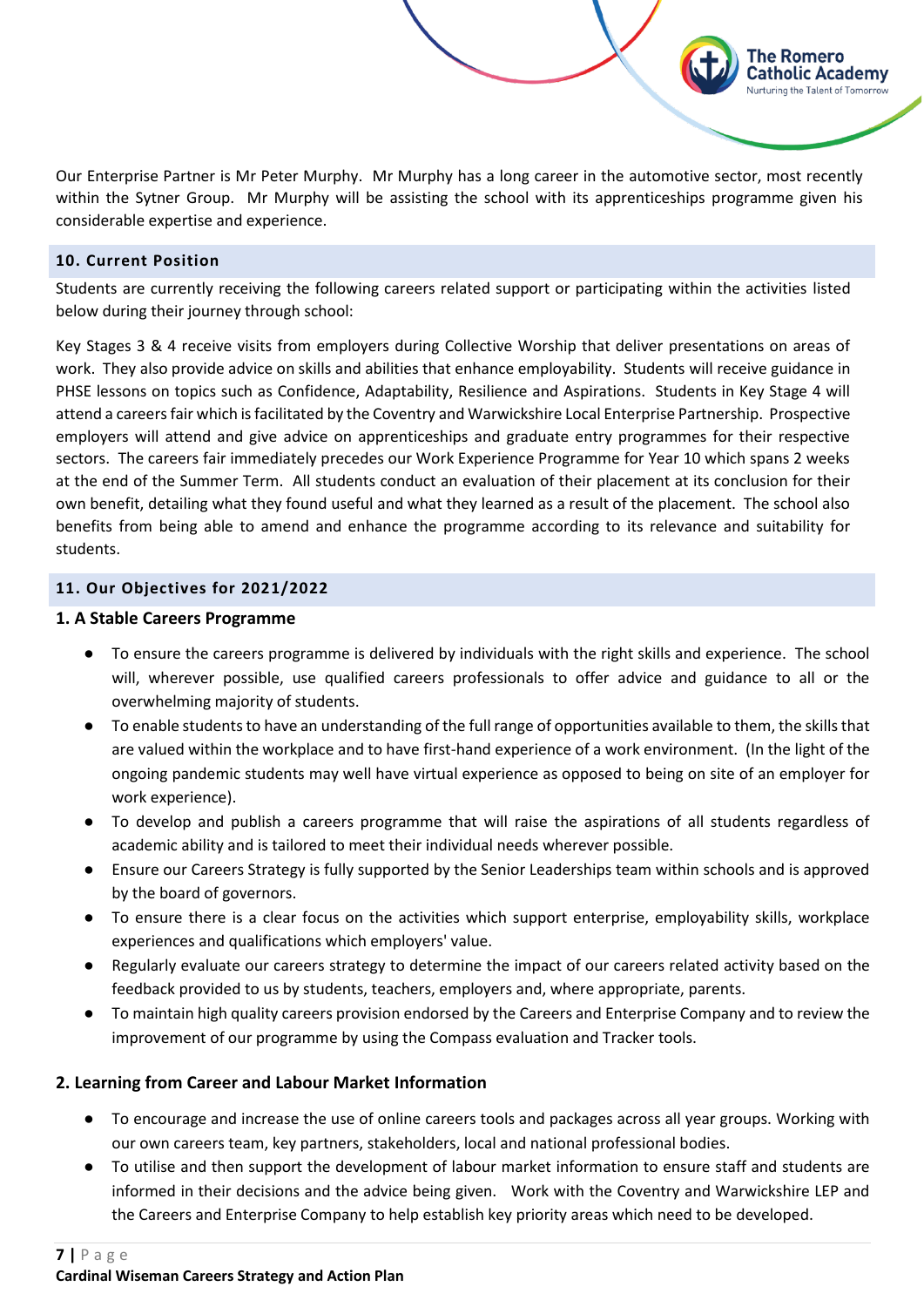Our Enterprise Partner is Mr Peter Murphy. Mr Murphy has a long career in the automotive sector, most recently within the Sytner Group. Mr Murphy will be assisting the school with its apprenticeships programme given his considerable expertise and experience.

## 10. Current Position

Students are currently receiving the following careers related support or participating within the activities listed below during their journey through school:

Key Stages 3 & 4 receive visits from employers during Collective Worship that deliver presentations on areas of work. They also provide advice on skills and abilities that enhance employability. Students will receive guidance in PHSE lessons on topics such as Confidence, Adaptability, Resilience and Aspirations. Students in Key Stage 4 will attend a careers fair which is facilitated by the Coventry and Warwickshire Local Enterprise Partnership. Prospective employers will attend and give advice on apprenticeships and graduate entry programmes for their respective sectors. The careers fair immediately precedes our Work Experience Programme for Year 10 which spans 2 weeks at the end of the Summer Term. All students conduct an evaluation of their placement at its conclusion for their own benefit, detailing what they found useful and what they learned as a result of the placement. The school also benefits from being able to amend and enhance the programme according to its relevance and suitability for students.

## 11. Our Objectives for 2021/2022

### 1. A Stable Careers Programme

- To ensure the careers programme is delivered by individuals with the right skills and experience. The school will, wherever possible, use qualified careers professionals to offer advice and guidance to all or the overwhelming majority of students.
- To enable students to have an understanding of the full range of opportunities available to them, the skills that are valued within the workplace and to have first-hand experience of a work environment. (In the light of the ongoing pandemic students may well have virtual experience as opposed to being on site of an employer for work experience).
- To develop and publish a careers programme that will raise the aspirations of all students regardless of academic ability and is tailored to meet their individual needs wherever possible.
- Ensure our Careers Strategy is fully supported by the Senior Leaderships team within schools and is approved by the board of governors.
- To ensure there is a clear focus on the activities which support enterprise, employability skills, workplace experiences and qualifications which employers' value.
- Regularly evaluate our careers strategy to determine the impact of our careers related activity based on the feedback provided to us by students, teachers, employers and, where appropriate, parents.
- To maintain high quality careers provision endorsed by the Careers and Enterprise Company and to review the improvement of our programme by using the Compass evaluation and Tracker tools.

### 2. Learning from Career and Labour Market Information

- To encourage and increase the use of online careers tools and packages across all year groups. Working with our own careers team, key partners, stakeholders, local and national professional bodies.
- To utilise and then support the development of labour market information to ensure staff and students are informed in their decisions and the advice being given. Work with the Coventry and Warwickshire LEP and the Careers and Enterprise Company to help establish key priority areas which need to be developed.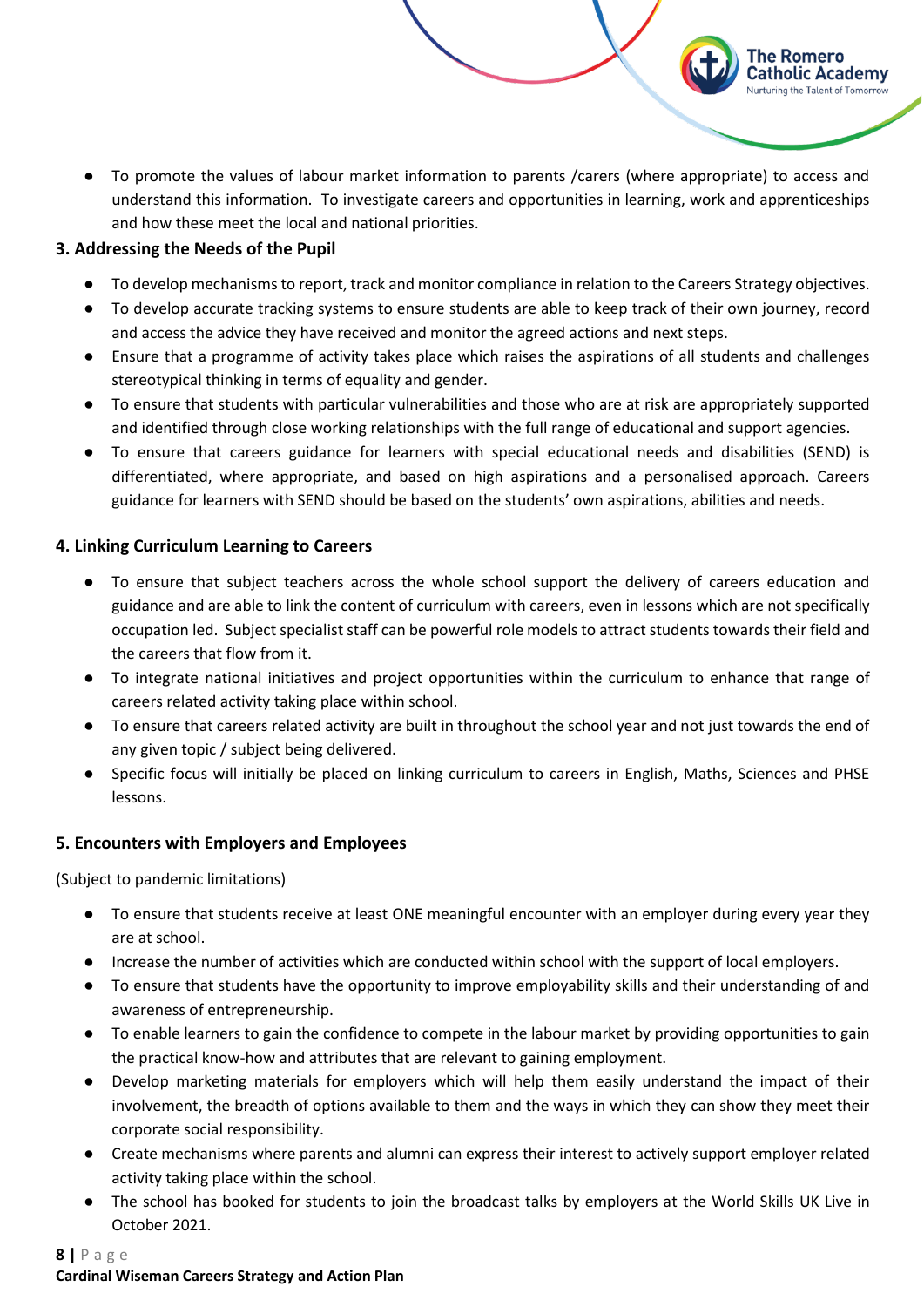- To promote the values of labour market information to parents /carers (where appropriate) to access and understand this information. To investigate careers and opportunities in learning, work and apprenticeships and how these meet the local and national priorities.

### 3. Addressing the Needs of the Pupil

- To develop mechanisms to report, track and monitor compliance in relation to the Careers Strategy objectives.
- To develop accurate tracking systems to ensure students are able to keep track of their own journey, record and access the advice they have received and monitor the agreed actions and next steps.
- Ensure that a programme of activity takes place which raises the aspirations of all students and challenges stereotypical thinking in terms of equality and gender.
- To ensure that students with particular vulnerabilities and those who are at risk are appropriately supported and identified through close working relationships with the full range of educational and support agencies.
- To ensure that careers guidance for learners with special educational needs and disabilities (SEND) is differentiated, where appropriate, and based on high aspirations and a personalised approach. Careers guidance for learners with SEND should be based on the students' own aspirations, abilities and needs.

### 4. Linking Curriculum Learning to Careers

- To ensure that subject teachers across the whole school support the delivery of careers education and guidance and are able to link the content of curriculum with careers, even in lessons which are not specifically occupation led. Subject specialist staff can be powerful role models to attract students towards their field and the careers that flow from it.
- To integrate national initiatives and project opportunities within the curriculum to enhance that range of careers related activity taking place within school.
- To ensure that careers related activity are built in throughout the school year and not just towards the end of any given topic / subject being delivered.
- Specific focus will initially be placed on linking curriculum to careers in English, Maths, Sciences and PHSE lessons.

### 5. Encounters with Employers and Employees

(Subject to pandemic limitations)

- To ensure that students receive at least ONE meaningful encounter with an employer during every year they are at school.
- Increase the number of activities which are conducted within school with the support of local employers.
- To ensure that students have the opportunity to improve employability skills and their understanding of and awareness of entrepreneurship.
- To enable learners to gain the confidence to compete in the labour market by providing opportunities to gain the practical know-how and attributes that are relevant to gaining employment.
- Develop marketing materials for employers which will help them easily understand the impact of their involvement, the breadth of options available to them and the ways in which they can show they meet their corporate social responsibility.
- Create mechanisms where parents and alumni can express their interest to actively support employer related activity taking place within the school.
- The school has booked for students to join the broadcast talks by employers at the World Skills UK Live in October 2021.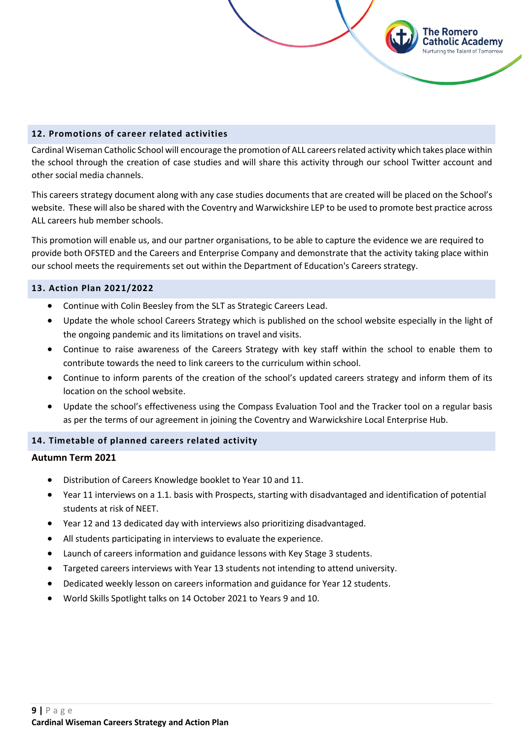## 12. Promotions of career related activities

Cardinal Wiseman Catholic School will encourage the promotion of ALL careers related activity which takes place within the school through the creation of case studies and will share this activity through our school Twitter account and other social media channels.

This careers strategy document along with any case studies documents that are created will be placed on the School's website. These will also be shared with the Coventry and Warwickshire LEP to be used to promote best practice across ALL careers hub member schools.

This promotion will enable us, and our partner organisations, to be able to capture the evidence we are required to provide both OFSTED and the Careers and Enterprise Company and demonstrate that the activity taking place within our school meets the requirements set out within the Department of Education's Careers strategy.

## 13. Action Plan 2021/2022

- Continue with Colin Beesley from the SLT as Strategic Careers Lead.
- Update the whole school Careers Strategy which is published on the school website especially in the light of the ongoing pandemic and its limitations on travel and visits.
- Continue to raise awareness of the Careers Strategy with key staff within the school to enable them to contribute towards the need to link careers to the curriculum within school.
- Continue to inform parents of the creation of the school's updated careers strategy and inform them of its location on the school website.
- Update the school's effectiveness using the Compass Evaluation Tool and the Tracker tool on a regular basis as per the terms of our agreement in joining the Coventry and Warwickshire Local Enterprise Hub.

## 14. Timetable of planned careers related activity

### Autumn Term 2021

- Distribution of Careers Knowledge booklet to Year 10 and 11.
- Year 11 interviews on a 1.1. basis with Prospects, starting with disadvantaged and identification of potential students at risk of NEET.
- Year 12 and 13 dedicated day with interviews also prioritizing disadvantaged.
- All students participating in interviews to evaluate the experience.
- Launch of careers information and guidance lessons with Key Stage 3 students.
- Targeted careers interviews with Year 13 students not intending to attend university.
- Dedicated weekly lesson on careers information and guidance for Year 12 students.
- World Skills Spotlight talks on 14 October 2021 to Years 9 and 10.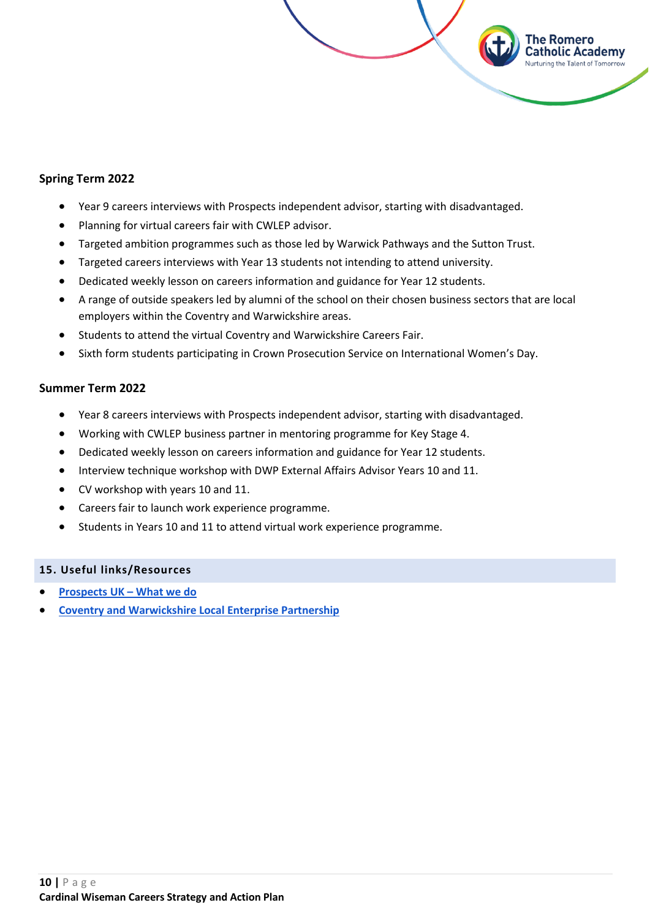### Spring Term 2022

- Year 9 careers interviews with Prospects independent advisor, starting with disadvantaged.
- Planning for virtual careers fair with CWLEP advisor.
- Targeted ambition programmes such as those led by Warwick Pathways and the Sutton Trust.
- Targeted careers interviews with Year 13 students not intending to attend university.
- Dedicated weekly lesson on careers information and guidance for Year 12 students.
- A range of outside speakers led by alumni of the school on their chosen business sectors that are local employers within the Coventry and Warwickshire areas.
- Students to attend the virtual Coventry and Warwickshire Careers Fair.
- Sixth form students participating in Crown Prosecution Service on International Women's Day.

### Summer Term 2022

- Year 8 careers interviews with Prospects independent advisor, starting with disadvantaged.
- Working with CWLEP business partner in mentoring programme for Key Stage 4.
- Dedicated weekly lesson on careers information and guidance for Year 12 students.
- Interview technique workshop with DWP External Affairs Advisor Years 10 and 11.
- CV workshop with years 10 and 11.
- Careers fair to launch work experience programme.
- Students in Years 10 and 11 to attend virtual work experience programme.

## 15. Useful links/Resources

- Prospects UK – What we do
- Coventry and Warwickshire Local Enterprise Partnership